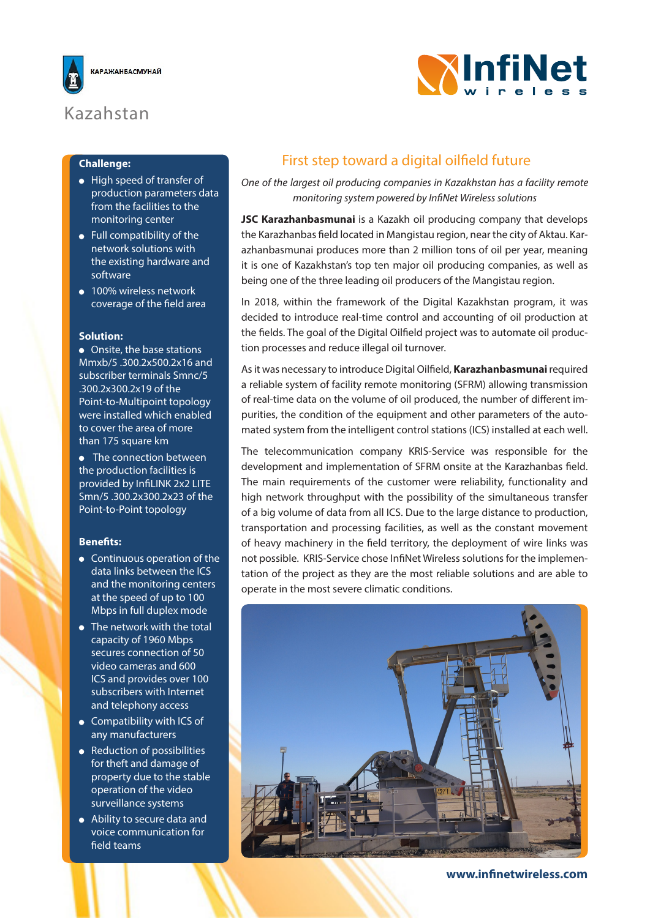КАРАЖАНБАСМУНАЙ

InfiNet wireless

Kazakhstan

**Challenge:**

- High speed of transfer of production parameters data from the facilities to the monitoring center
- Full compatibility of the network solutions with the existing hardware and software
- 100% wireless network coverage of the field area

**Solution:**

- Onsite, the base stations Mmxb/5 .300.2x500.2x16 and subscriber terminals Smnc/5 .300.2x300.2x19 of the Point-to-Multipoint topology were installed which enabled to cover the area of more than 175 square km
- The connection between the production facilities is provided by InfiLINK 2x2 LITE Smn/5 .300.2x300.2x23 of the Point-to-Point topology

**Benefits:**

- Continuous operation of the data links between the ICS and the monitoring centers at the speed of up to 100 Mbps in full duplex mode
- The network with the total capacity of 1960 Mbps secures connection of 50 video cameras and 600 ICS and provides over 100 subscribers with Internet and telephony access
- Compatibility with ICS of any manufacturers
- Reduction of possibilities for theft and damage of property due to the stable operation of the video surveillance systems
- Ability to secure data and voice communication for field teams

## First step toward a digital oilfield future

*One of the largest oil producing companies in Kazakhstan has a facility remote monitoring system powered by InfiNet Wireless solutions*

**JSC Karazhanbasmunai** is a Kazakh oil producing company that develops the Karazhanbas field located in Mangistau region, near the city of Aktau. Karazhanbasmunai produces more than 2 million tons of oil per year, meaning it is one of Kazakhstan's top ten major oil producing companies, as well as being one of the three leading oil producers of the Mangistau region.

In 2018, within the framework of the Digital Kazakhstan program, it was decided to introduce real-time control and accounting of oil production at the fields. The goal of the Digital Oilfield project was to automate oil production processes and reduce illegal oil turnover.

As it was necessary to introduce Digital Oilfield, **Karazhanbasmunai** required a reliable system of facility remote monitoring (SFRM) allowing transmission of real-time data on the volume of oil produced, the number of different impurities, the condition of the equipment and other parameters of the automated system from the intelligent control stations (ICS) installed at each well.

The telecommunication company KRIS-Service was responsible for the development and implementation of SFRM onsite at the Karazhanbas field. The main requirements of the customer were reliability, functionality and high network throughput with the possibility of the simultaneous transfer of a big volume of data from all ICS. Due to the large distance to production, transportation and processing facilities, as well as the constant movement of heavy machinery in the field territory, the deployment of wire links was not possible. KRIS-Service chose InfiNet Wireless solutions for the implementation of the project as they are the most reliable solutions and are able to operate in the most severe climatic conditions.

**www.infinetwireless.com**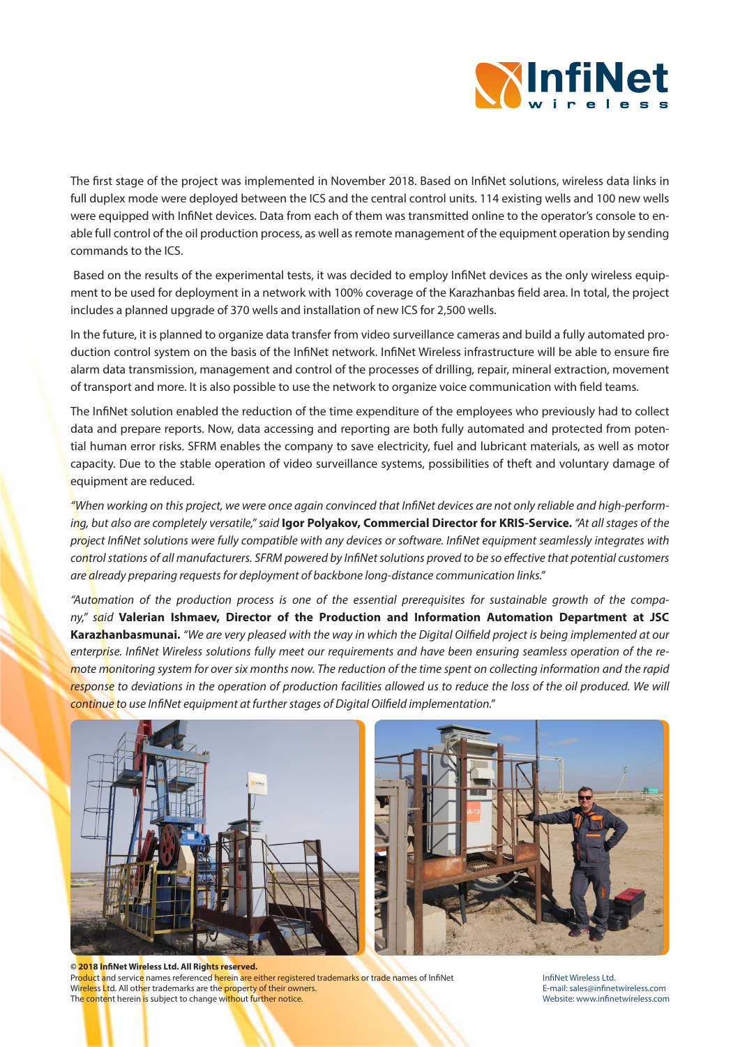The first stage of the project was implemented in November 2018. Based on InfiNet solutions, wireless data links in full duplex mode were deployed between the ICS and the central control units. 114 existing wells and 100 new wells were equipped with InfiNet devices. Data from each of them was transmitted online to the operator's console to enable full control of the oil production process, as well as remote management of the equipment operation by sending commands to the ICS.

Based on the results of the experimental tests, it was decided to employ InfiNet devices as the only wireless equipment to be used for deployment in a network with 100% coverage of the Karazhanbas field area. In total, the project includes a planned upgrade of 370 wells and installation of new ICS for 2,500 wells.

In the future, it is planned to organize data transfer from video surveillance cameras and build a fully automated production control system on the basis of the InfiNet network. InfiNet Wireless infrastructure will be able to ensure fire alarm data transmission, management and control of the processes of drilling, repair, mineral extraction, movement of transport and more. It is also possible to use the network to organize voice communication with field teams.

The InfiNet solution enabled the reduction of the time expenditure of the employees who previously had to collect data and prepare reports. Now, data accessing and reporting are both fully automated and protected from potential human error risks. SFRM enables the company to save electricity, fuel and lubricant materials, as well as motor capacity. Due to the stable operation of video surveillance systems, possibilities of theft and voluntary damage of equipment are reduced.

*"When working on this project, we were once again convinced that InfiNet devices are not only reliable and high-performing, but also are completely versatile," said* **Igor Polyakov, Commercial Director for KRIS-Service.** *"At all stages of the project InfiNet solutions were fully compatible with any devices or software. InfiNet equipment seamlessly integrates with control stations of all manufacturers. SFRM powered by InfiNet solutions proved to be so effective that potential customers are already preparing requests for deployment of backbone long-distance communication links."*

*"Automation of the production process is one of the essential prerequisites for sustainable growth of the company," said* **Valerian Ishmaev, Director of the Production and Information Automation Department at JSC Karazhanbasmunai.** *"We are very pleased with the way in which the Digital Oilfield project is being implemented at our enterprise. InfiNet Wireless solutions fully meet our requirements and have been ensuring seamless operation of the remote monitoring system for over six months now. The reduction of the time spent on collecting information and the rapid response to deviations in the operation of production facilities allowed us to reduce the loss of the oil produced. We will continue to use InfiNet equipment at further stages of Digital Oilfield implementation."*

**© 2018 InfiNet Wireless Ltd. All Rights reserved.**
Product and service names referenced herein are either registered trademarks or trade names of InfiNet Wireless Ltd. All other trademarks are the property of their owners.
The content herein is subject to change without further notice.

InfiNet Wireless Ltd.
E-mail: sales@infinetwireless.com
Website: www.infinetwireless.com